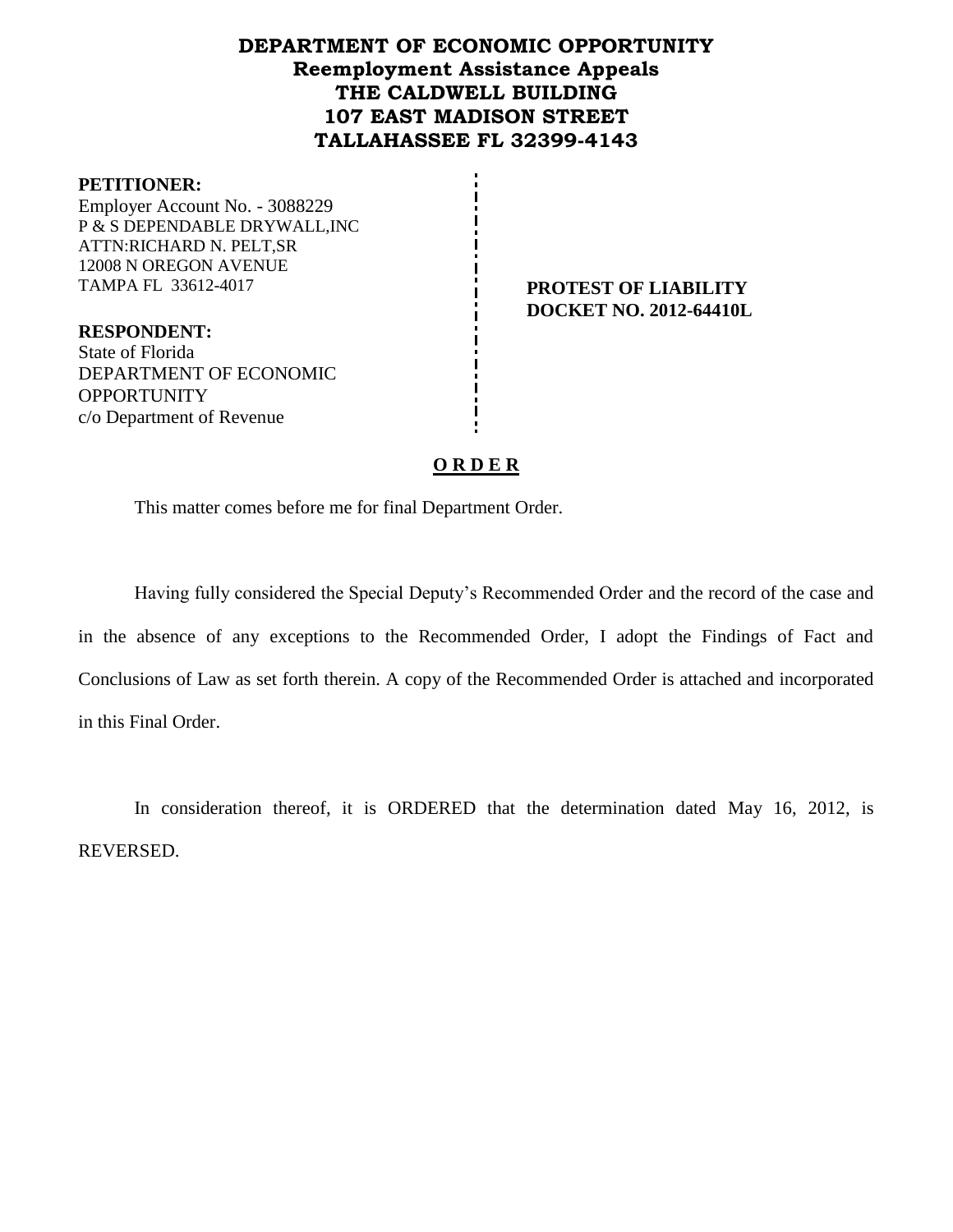# DEPARTMENT OF ECONOMIC OPPORTUNITY
## Reemployment Assistance Appeals
## THE CALDWELL BUILDING
## 107 EAST MADISON STREET
## TALLAHASSEE FL 32399-4143

**PETITIONER:**
Employer Account No. - 3088229
P & S DEPENDABLE DRYWALL,INC
ATTN:RICHARD N. PELT,SR
12008 N OREGON AVENUE
TAMPA FL 33612-4017

**RESPONDENT:**
State of Florida
DEPARTMENT OF ECONOMIC OPPORTUNITY
c/o Department of Revenue

**PROTEST OF LIABILITY**
**DOCKET NO. 2012-64410L**

**O R D E R**

This matter comes before me for final Department Order.

Having fully considered the Special Deputy's Recommended Order and the record of the case and in the absence of any exceptions to the Recommended Order, I adopt the Findings of Fact and Conclusions of Law as set forth therein. A copy of the Recommended Order is attached and incorporated in this Final Order.

In consideration thereof, it is ORDERED that the determination dated May 16, 2012, is REVERSED.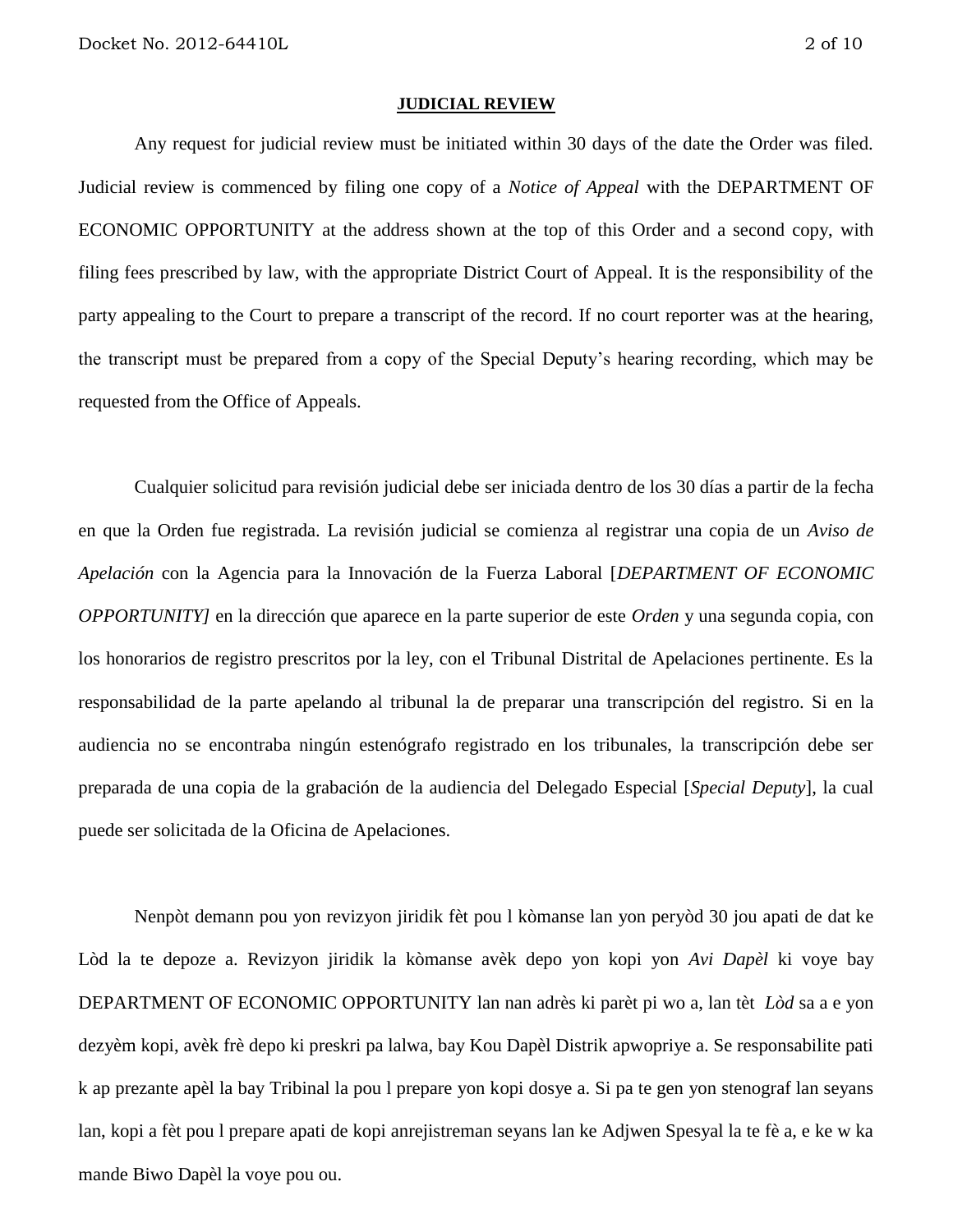## JUDICIAL REVIEW

Any request for judicial review must be initiated within 30 days of the date the Order was filed. Judicial review is commenced by filing one copy of a *Notice of Appeal* with the DEPARTMENT OF ECONOMIC OPPORTUNITY at the address shown at the top of this Order and a second copy, with filing fees prescribed by law, with the appropriate District Court of Appeal. It is the responsibility of the party appealing to the Court to prepare a transcript of the record. If no court reporter was at the hearing, the transcript must be prepared from a copy of the Special Deputy's hearing recording, which may be requested from the Office of Appeals.

Cualquier solicitud para revisión judicial debe ser iniciada dentro de los 30 días a partir de la fecha en que la Orden fue registrada. La revisión judicial se comienza al registrar una copia de un *Aviso de Apelación* con la Agencia para la Innovación de la Fuerza Laboral [*DEPARTMENT OF ECONOMIC OPPORTUNITY]* en la dirección que aparece en la parte superior de este *Orden* y una segunda copia, con los honorarios de registro prescritos por la ley, con el Tribunal Distrital de Apelaciones pertinente. Es la responsabilidad de la parte apelando al tribunal la de preparar una transcripción del registro. Si en la audiencia no se encontraba ningún estenógrafo registrado en los tribunales, la transcripción debe ser preparada de una copia de la grabación de la audiencia del Delegado Especial [*Special Deputy*], la cual puede ser solicitada de la Oficina de Apelaciones.

Nenpòt demann pou yon revizyon jiridik fèt pou l kòmanse lan yon peryòd 30 jou apati de dat ke Lòd la te depoze a. Revizyon jiridik la kòmanse avèk depo yon kopi yon *Avi Dapèl* ki voye bay DEPARTMENT OF ECONOMIC OPPORTUNITY lan nan adrès ki parèt pi wo a, lan tèt *Lòd* sa a e yon dezyèm kopi, avèk frè depo ki preskri pa lalwa, bay Kou Dapèl Distrik apwopriye a. Se responsabilite pati k ap prezante apèl la bay Tribinal la pou l prepare yon kopi dosye a. Si pa te gen yon stenograf lan seyans lan, kopi a fèt pou l prepare apati de kopi anrejistreman seyans lan ke Adjwen Spesyal la te fè a, e ke w ka mande Biwo Dapèl la voye pou ou.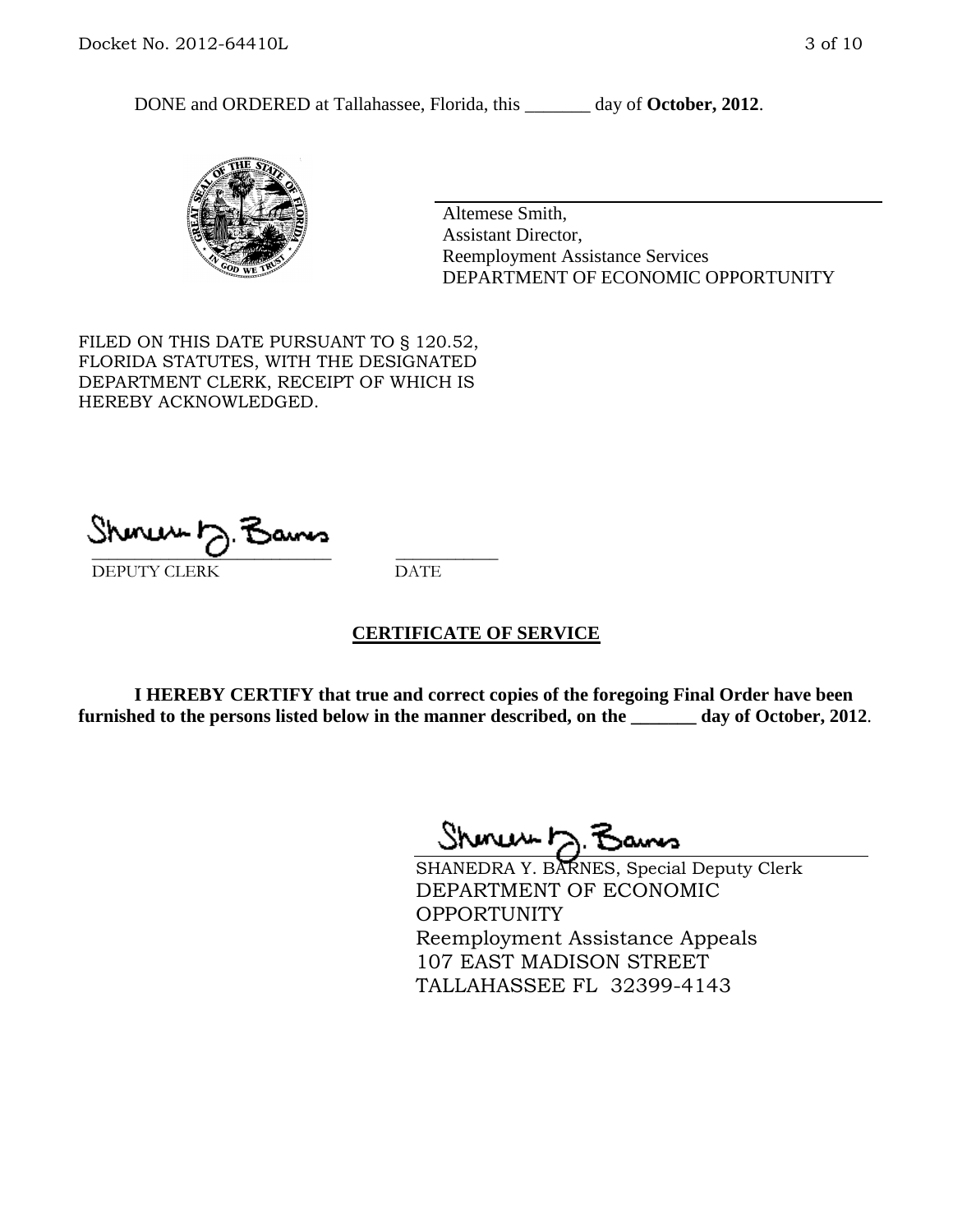DONE and ORDERED at Tallahassee, Florida, this _______ day of **October, 2012**.

Altemese Smith,
Assistant Director,
Reemployment Assistance Services
DEPARTMENT OF ECONOMIC OPPORTUNITY

FILED ON THIS DATE PURSUANT TO § 120.52, FLORIDA STATUTES, WITH THE DESIGNATED DEPARTMENT CLERK, RECEIPT OF WHICH IS HEREBY ACKNOWLEDGED.

_____________________________ ___________
DEPUTY CLERK DATE

## CERTIFICATE OF SERVICE

**I HEREBY CERTIFY that true and correct copies of the foregoing Final Order have been furnished to the persons listed below in the manner described, on the _______ day of October, 2012**.

SHANEDRA Y. BARNES, Special Deputy Clerk
DEPARTMENT OF ECONOMIC OPPORTUNITY
Reemployment Assistance Appeals
107 EAST MADISON STREET
TALLAHASSEE FL 32399-4143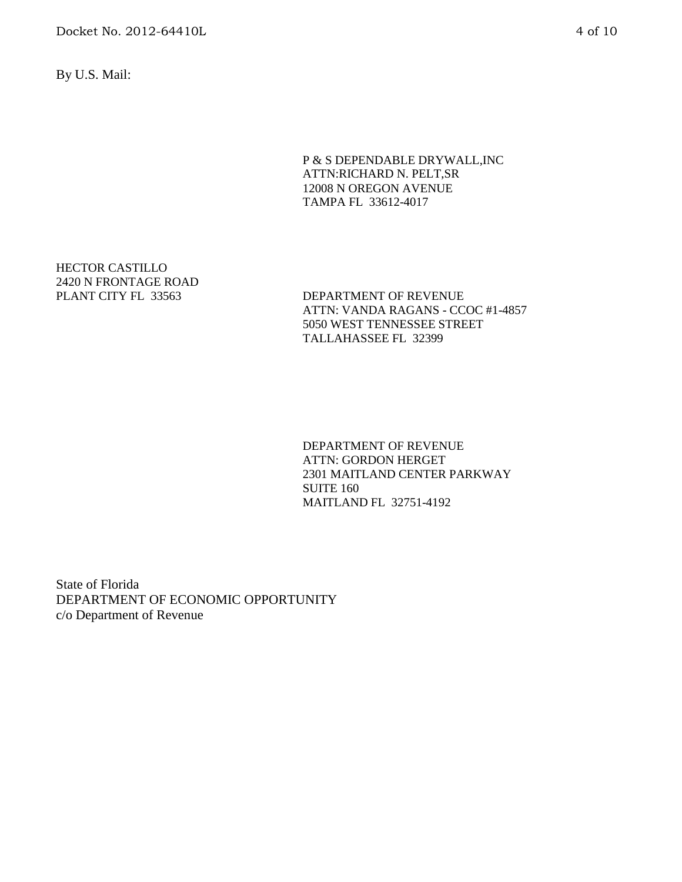By U.S. Mail:

P & S DEPENDABLE DRYWALL,INC
ATTN:RICHARD N. PELT,SR
12008 N OREGON AVENUE
TAMPA FL 33612-4017

HECTOR CASTILLO
2420 N FRONTAGE ROAD
PLANT CITY FL 33563

DEPARTMENT OF REVENUE
ATTN: VANDA RAGANS - CCOC #1-4857
5050 WEST TENNESSEE STREET
TALLAHASSEE FL 32399

DEPARTMENT OF REVENUE
ATTN: GORDON HERGET
2301 MAITLAND CENTER PARKWAY
SUITE 160
MAITLAND FL 32751-4192

State of Florida
DEPARTMENT OF ECONOMIC OPPORTUNITY
c/o Department of Revenue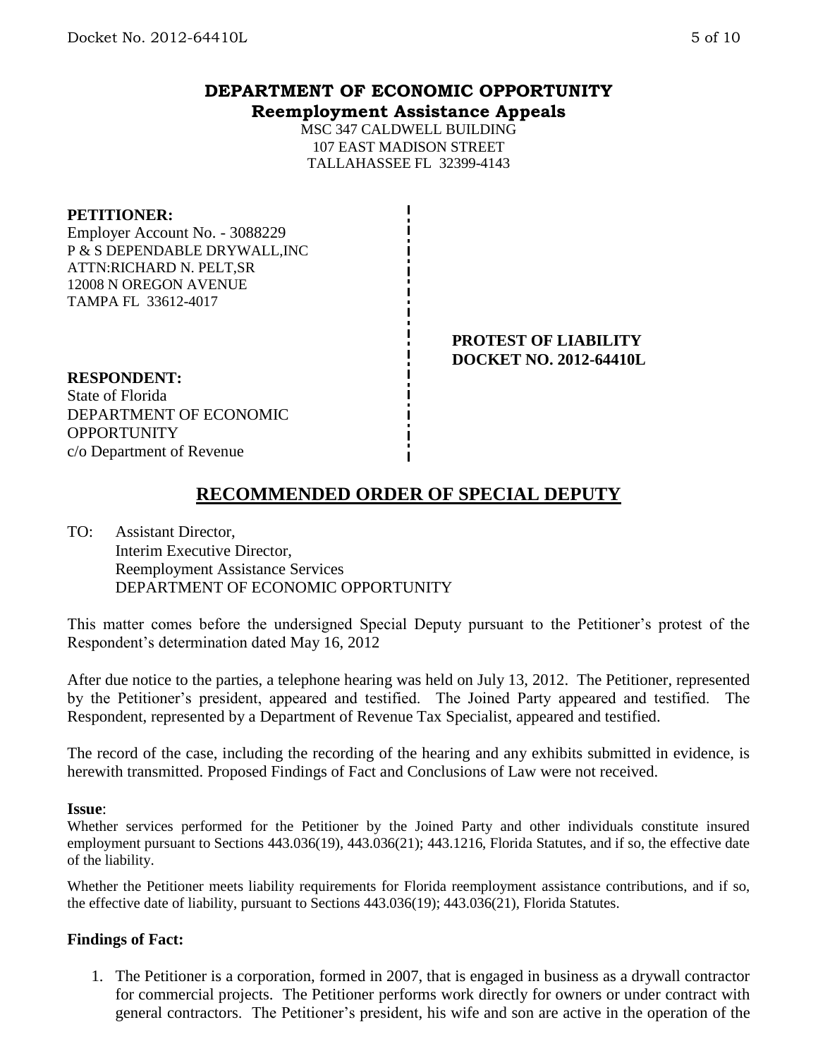# DEPARTMENT OF ECONOMIC OPPORTUNITY
## Reemployment Assistance Appeals

MSC 347 CALDWELL BUILDING
107 EAST MADISON STREET
TALLAHASSEE FL 32399-4143

**PETITIONER:**
Employer Account No. - 3088229
P & S DEPENDABLE DRYWALL,INC
ATTN:RICHARD N. PELT,SR
12008 N OREGON AVENUE
TAMPA FL 33612-4017

**PROTEST OF LIABILITY**
**DOCKET NO. 2012-64410L**

**RESPONDENT:**
State of Florida
DEPARTMENT OF ECONOMIC OPPORTUNITY
c/o Department of Revenue

## RECOMMENDED ORDER OF SPECIAL DEPUTY

TO: Assistant Director,
Interim Executive Director,
Reemployment Assistance Services
DEPARTMENT OF ECONOMIC OPPORTUNITY

This matter comes before the undersigned Special Deputy pursuant to the Petitioner's protest of the Respondent's determination dated May 16, 2012

After due notice to the parties, a telephone hearing was held on July 13, 2012. The Petitioner, represented by the Petitioner's president, appeared and testified. The Joined Party appeared and testified. The Respondent, represented by a Department of Revenue Tax Specialist, appeared and testified.

The record of the case, including the recording of the hearing and any exhibits submitted in evidence, is herewith transmitted. Proposed Findings of Fact and Conclusions of Law were not received.

**Issue**:

Whether services performed for the Petitioner by the Joined Party and other individuals constitute insured employment pursuant to Sections 443.036(19), 443.036(21); 443.1216, Florida Statutes, and if so, the effective date of the liability.

Whether the Petitioner meets liability requirements for Florida reemployment assistance contributions, and if so, the effective date of liability, pursuant to Sections 443.036(19); 443.036(21), Florida Statutes.

**Findings of Fact:**

1. The Petitioner is a corporation, formed in 2007, that is engaged in business as a drywall contractor for commercial projects. The Petitioner performs work directly for owners or under contract with general contractors. The Petitioner's president, his wife and son are active in the operation of the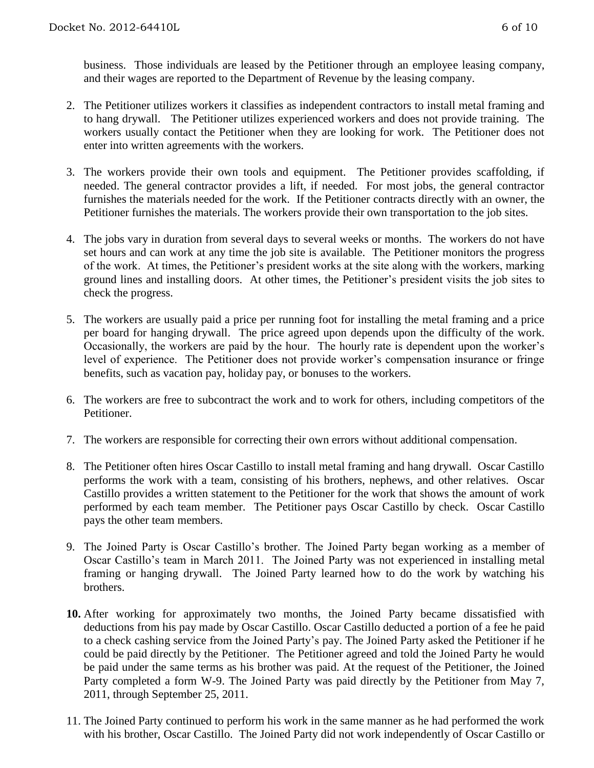business. Those individuals are leased by the Petitioner through an employee leasing company, and their wages are reported to the Department of Revenue by the leasing company.

2. The Petitioner utilizes workers it classifies as independent contractors to install metal framing and to hang drywall. The Petitioner utilizes experienced workers and does not provide training. The workers usually contact the Petitioner when they are looking for work. The Petitioner does not enter into written agreements with the workers.

3. The workers provide their own tools and equipment. The Petitioner provides scaffolding, if needed. The general contractor provides a lift, if needed. For most jobs, the general contractor furnishes the materials needed for the work. If the Petitioner contracts directly with an owner, the Petitioner furnishes the materials. The workers provide their own transportation to the job sites.

4. The jobs vary in duration from several days to several weeks or months. The workers do not have set hours and can work at any time the job site is available. The Petitioner monitors the progress of the work. At times, the Petitioner's president works at the site along with the workers, marking ground lines and installing doors. At other times, the Petitioner's president visits the job sites to check the progress.

5. The workers are usually paid a price per running foot for installing the metal framing and a price per board for hanging drywall. The price agreed upon depends upon the difficulty of the work. Occasionally, the workers are paid by the hour. The hourly rate is dependent upon the worker's level of experience. The Petitioner does not provide worker's compensation insurance or fringe benefits, such as vacation pay, holiday pay, or bonuses to the workers.

6. The workers are free to subcontract the work and to work for others, including competitors of the Petitioner.

7. The workers are responsible for correcting their own errors without additional compensation.

8. The Petitioner often hires Oscar Castillo to install metal framing and hang drywall. Oscar Castillo performs the work with a team, consisting of his brothers, nephews, and other relatives. Oscar Castillo provides a written statement to the Petitioner for the work that shows the amount of work performed by each team member. The Petitioner pays Oscar Castillo by check. Oscar Castillo pays the other team members.

9. The Joined Party is Oscar Castillo's brother. The Joined Party began working as a member of Oscar Castillo's team in March 2011. The Joined Party was not experienced in installing metal framing or hanging drywall. The Joined Party learned how to do the work by watching his brothers.

10. After working for approximately two months, the Joined Party became dissatisfied with deductions from his pay made by Oscar Castillo. Oscar Castillo deducted a portion of a fee he paid to a check cashing service from the Joined Party's pay. The Joined Party asked the Petitioner if he could be paid directly by the Petitioner. The Petitioner agreed and told the Joined Party he would be paid under the same terms as his brother was paid. At the request of the Petitioner, the Joined Party completed a form W-9. The Joined Party was paid directly by the Petitioner from May 7, 2011, through September 25, 2011.

11. The Joined Party continued to perform his work in the same manner as he had performed the work with his brother, Oscar Castillo. The Joined Party did not work independently of Oscar Castillo or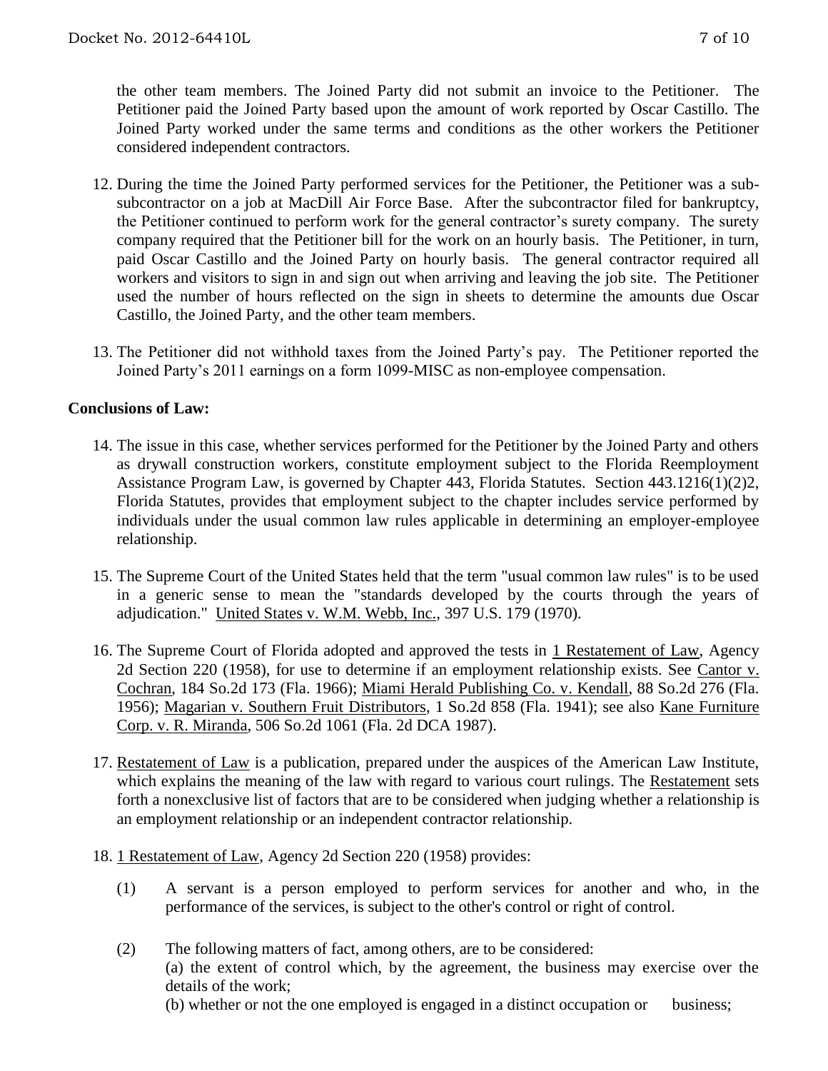the other team members. The Joined Party did not submit an invoice to the Petitioner. The Petitioner paid the Joined Party based upon the amount of work reported by Oscar Castillo. The Joined Party worked under the same terms and conditions as the other workers the Petitioner considered independent contractors.

12. During the time the Joined Party performed services for the Petitioner, the Petitioner was a sub-subcontractor on a job at MacDill Air Force Base. After the subcontractor filed for bankruptcy, the Petitioner continued to perform work for the general contractor's surety company. The surety company required that the Petitioner bill for the work on an hourly basis. The Petitioner, in turn, paid Oscar Castillo and the Joined Party on hourly basis. The general contractor required all workers and visitors to sign in and sign out when arriving and leaving the job site. The Petitioner used the number of hours reflected on the sign in sheets to determine the amounts due Oscar Castillo, the Joined Party, and the other team members.

13. The Petitioner did not withhold taxes from the Joined Party's pay. The Petitioner reported the Joined Party's 2011 earnings on a form 1099-MISC as non-employee compensation.

**Conclusions of Law:**

14. The issue in this case, whether services performed for the Petitioner by the Joined Party and others as drywall construction workers, constitute employment subject to the Florida Reemployment Assistance Program Law, is governed by Chapter 443, Florida Statutes. Section 443.1216(1)(2)2, Florida Statutes, provides that employment subject to the chapter includes service performed by individuals under the usual common law rules applicable in determining an employer-employee relationship.

15. The Supreme Court of the United States held that the term "usual common law rules" is to be used in a generic sense to mean the "standards developed by the courts through the years of adjudication." United States v. W.M. Webb, Inc., 397 U.S. 179 (1970).

16. The Supreme Court of Florida adopted and approved the tests in 1 Restatement of Law, Agency 2d Section 220 (1958), for use to determine if an employment relationship exists. See Cantor v. Cochran, 184 So.2d 173 (Fla. 1966); Miami Herald Publishing Co. v. Kendall, 88 So.2d 276 (Fla. 1956); Magarian v. Southern Fruit Distributors, 1 So.2d 858 (Fla. 1941); see also Kane Furniture Corp. v. R. Miranda, 506 So.2d 1061 (Fla. 2d DCA 1987).

17. Restatement of Law is a publication, prepared under the auspices of the American Law Institute, which explains the meaning of the law with regard to various court rulings. The Restatement sets forth a nonexclusive list of factors that are to be considered when judging whether a relationship is an employment relationship or an independent contractor relationship.

18. 1 Restatement of Law, Agency 2d Section 220 (1958) provides:

    (1) A servant is a person employed to perform services for another and who, in the performance of the services, is subject to the other's control or right of control.

    (2) The following matters of fact, among others, are to be considered:
    (a) the extent of control which, by the agreement, the business may exercise over the details of the work;
    (b) whether or not the one employed is engaged in a distinct occupation or business;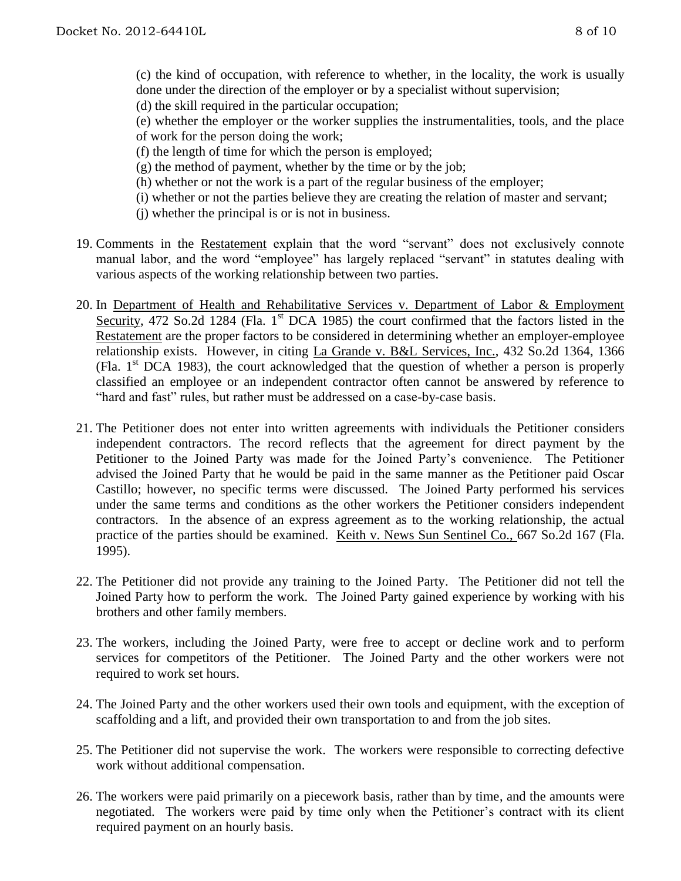(c) the kind of occupation, with reference to whether, in the locality, the work is usually done under the direction of the employer or by a specialist without supervision;

(d) the skill required in the particular occupation;

(e) whether the employer or the worker supplies the instrumentalities, tools, and the place of work for the person doing the work;

(f) the length of time for which the person is employed;

(g) the method of payment, whether by the time or by the job;

(h) whether or not the work is a part of the regular business of the employer;

(i) whether or not the parties believe they are creating the relation of master and servant;

(j) whether the principal is or is not in business.

19. Comments in the Restatement explain that the word "servant" does not exclusively connote manual labor, and the word "employee" has largely replaced "servant" in statutes dealing with various aspects of the working relationship between two parties.

20. In Department of Health and Rehabilitative Services v. Department of Labor & Employment Security, 472 So.2d 1284 (Fla. 1st DCA 1985) the court confirmed that the factors listed in the Restatement are the proper factors to be considered in determining whether an employer-employee relationship exists. However, in citing La Grande v. B&L Services, Inc., 432 So.2d 1364, 1366 (Fla. 1st DCA 1983), the court acknowledged that the question of whether a person is properly classified an employee or an independent contractor often cannot be answered by reference to "hard and fast" rules, but rather must be addressed on a case-by-case basis.

21. The Petitioner does not enter into written agreements with individuals the Petitioner considers independent contractors. The record reflects that the agreement for direct payment by the Petitioner to the Joined Party was made for the Joined Party's convenience. The Petitioner advised the Joined Party that he would be paid in the same manner as the Petitioner paid Oscar Castillo; however, no specific terms were discussed. The Joined Party performed his services under the same terms and conditions as the other workers the Petitioner considers independent contractors. In the absence of an express agreement as to the working relationship, the actual practice of the parties should be examined. Keith v. News Sun Sentinel Co., 667 So.2d 167 (Fla. 1995).

22. The Petitioner did not provide any training to the Joined Party. The Petitioner did not tell the Joined Party how to perform the work. The Joined Party gained experience by working with his brothers and other family members.

23. The workers, including the Joined Party, were free to accept or decline work and to perform services for competitors of the Petitioner. The Joined Party and the other workers were not required to work set hours.

24. The Joined Party and the other workers used their own tools and equipment, with the exception of scaffolding and a lift, and provided their own transportation to and from the job sites.

25. The Petitioner did not supervise the work. The workers were responsible to correcting defective work without additional compensation.

26. The workers were paid primarily on a piecework basis, rather than by time, and the amounts were negotiated. The workers were paid by time only when the Petitioner's contract with its client required payment on an hourly basis.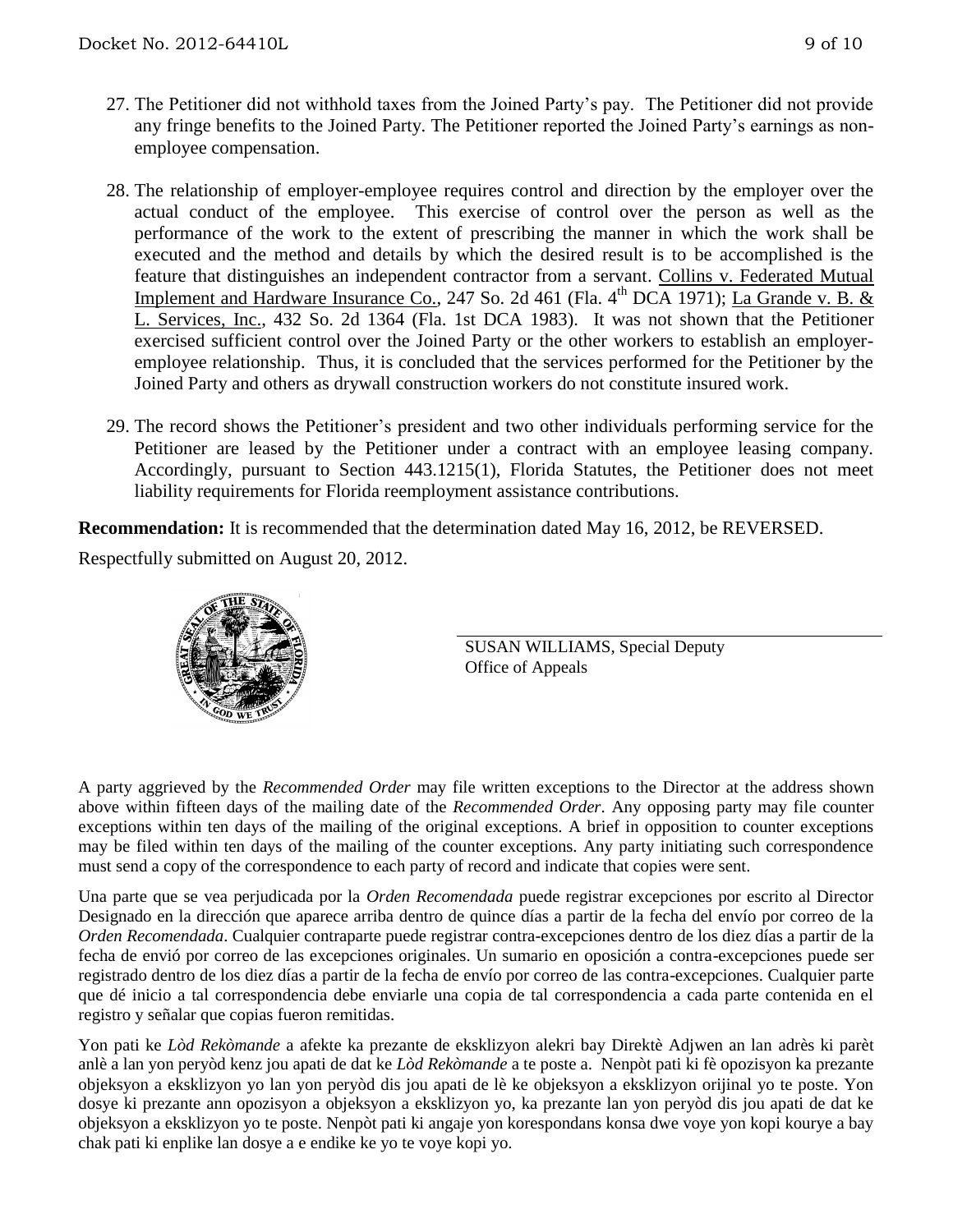27. The Petitioner did not withhold taxes from the Joined Party's pay. The Petitioner did not provide any fringe benefits to the Joined Party. The Petitioner reported the Joined Party's earnings as non-employee compensation.

28. The relationship of employer-employee requires control and direction by the employer over the actual conduct of the employee. This exercise of control over the person as well as the performance of the work to the extent of prescribing the manner in which the work shall be executed and the method and details by which the desired result is to be accomplished is the feature that distinguishes an independent contractor from a servant. Collins v. Federated Mutual Implement and Hardware Insurance Co., 247 So. 2d 461 (Fla. 4th DCA 1971); La Grande v. B. & L. Services, Inc., 432 So. 2d 1364 (Fla. 1st DCA 1983). It was not shown that the Petitioner exercised sufficient control over the Joined Party or the other workers to establish an employer-employee relationship. Thus, it is concluded that the services performed for the Petitioner by the Joined Party and others as drywall construction workers do not constitute insured work.

29. The record shows the Petitioner's president and two other individuals performing service for the Petitioner are leased by the Petitioner under a contract with an employee leasing company. Accordingly, pursuant to Section 443.1215(1), Florida Statutes, the Petitioner does not meet liability requirements for Florida reemployment assistance contributions.

**Recommendation:** It is recommended that the determination dated May 16, 2012, be REVERSED.

Respectfully submitted on August 20, 2012.

SUSAN WILLIAMS, Special Deputy
Office of Appeals

A party aggrieved by the *Recommended Order* may file written exceptions to the Director at the address shown above within fifteen days of the mailing date of the *Recommended Order*. Any opposing party may file counter exceptions within ten days of the mailing of the original exceptions. A brief in opposition to counter exceptions may be filed within ten days of the mailing of the counter exceptions. Any party initiating such correspondence must send a copy of the correspondence to each party of record and indicate that copies were sent.

Una parte que se vea perjudicada por la *Orden Recomendada* puede registrar excepciones por escrito al Director Designado en la dirección que aparece arriba dentro de quince días a partir de la fecha del envío por correo de la *Orden Recomendada*. Cualquier contraparte puede registrar contra-excepciones dentro de los diez días a partir de la fecha de envió por correo de las excepciones originales. Un sumario en oposición a contra-excepciones puede ser registrado dentro de los diez días a partir de la fecha de envío por correo de las contra-excepciones. Cualquier parte que dé inicio a tal correspondencia debe enviarle una copia de tal correspondencia a cada parte contenida en el registro y señalar que copias fueron remitidas.

Yon pati ke *Lòd Rekòmande* a afekte ka prezante de eksklizyon alekri bay Direktè Adjwen an lan adrès ki parèt anlè a lan yon peryòd kenz jou apati de dat ke *Lòd Rekòmande* a te poste a. Nenpòt pati ki fè opozisyon ka prezante objeksyon a eksklizyon yo lan yon peryòd dis jou apati de lè ke objeksyon a eksklizyon orijinal yo te poste. Yon dosye ki prezante ann opozisyon a objeksyon a eksklizyon yo, ka prezante lan yon peryòd dis jou apati de dat ke objeksyon a eksklizyon yo te poste. Nenpòt pati ki angaje yon korespondans konsa dwe voye yon kopi kourye a bay chak pati ki enplike lan dosye a e endike ke yo te voye kopi yo.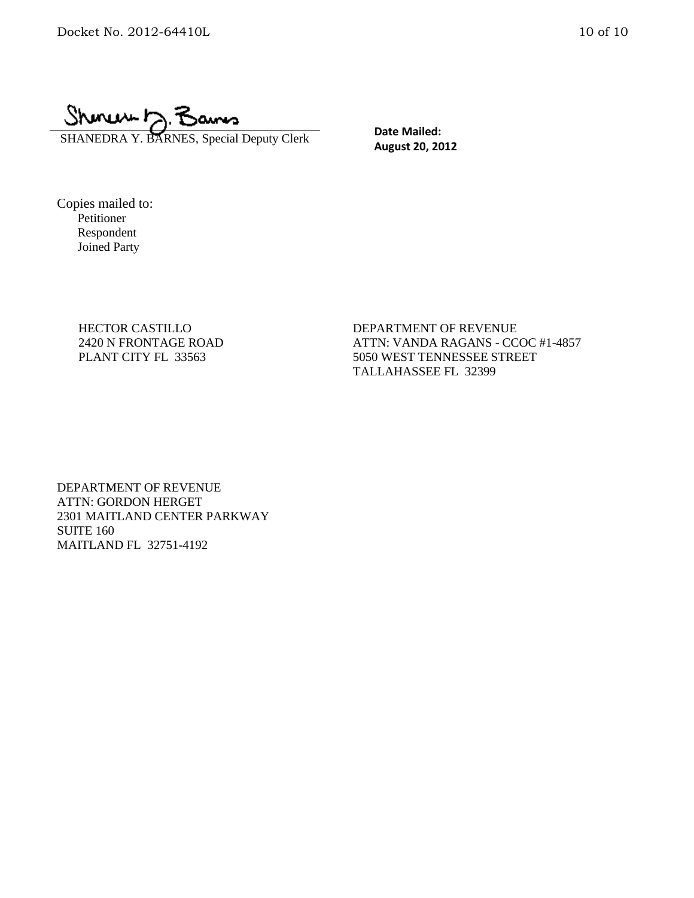SHANEDRA Y. BARNES, Special Deputy Clerk

**Date Mailed:**
**August 20, 2012**

Copies mailed to:
Petitioner
Respondent
Joined Party

HECTOR CASTILLO
2420 N FRONTAGE ROAD
PLANT CITY FL 33563

DEPARTMENT OF REVENUE
ATTN: VANDA RAGANS - CCOC #1-4857
5050 WEST TENNESSEE STREET
TALLAHASSEE FL 32399

DEPARTMENT OF REVENUE
ATTN: GORDON HERGET
2301 MAITLAND CENTER PARKWAY
SUITE 160
MAITLAND FL 32751-4192